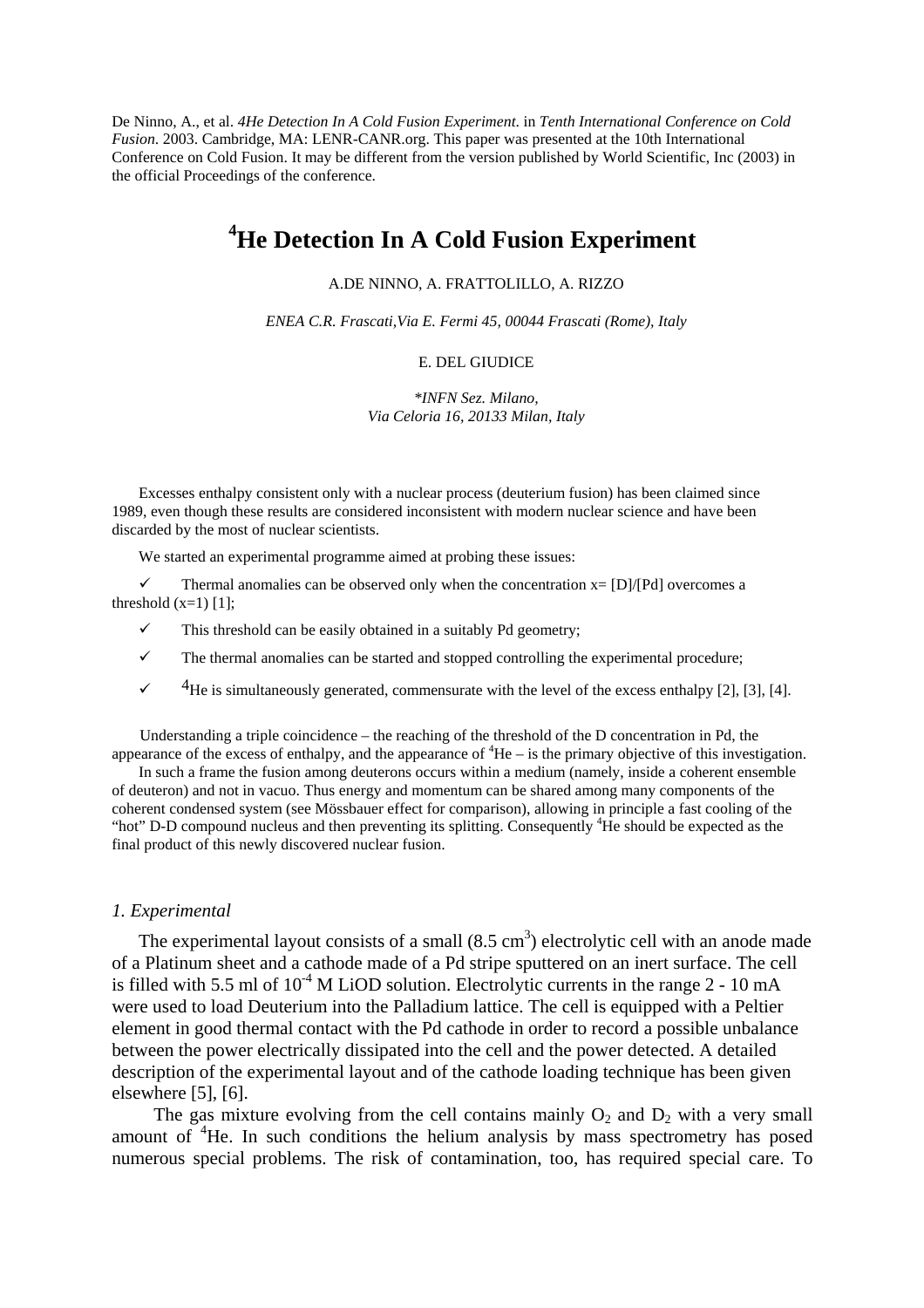De Ninno, A., et al. *4He Detection In A Cold Fusion Experiment.* in *Tenth International Conference on Cold Fusion.* 2003. Cambridge, MA: LENR-CANR.org. This paper was presented at the 10th International Conference on Cold Fusion. It may be different from the version published by World Scientific, Inc (2003) in the official Proceedings of the conference.

# $^{4}$He Detection In A Cold Fusion Experiment

A.DE NINNO, A. FRATTOLILLO, A. RIZZO

*ENEA C.R. Frascati,Via E. Fermi 45, 00044 Frascati (Rome), Italy*

E. DEL GIUDICE

*\*INFN Sez. Milano, Via Celoria 16, 20133 Milan, Italy*

Excesses enthalpy consistent only with a nuclear process (deuterium fusion) has been claimed since 1989, even though these results are considered inconsistent with modern nuclear science and have been discarded by the most of nuclear scientists.

We started an experimental programme aimed at probing these issues:

- ✓ Thermal anomalies can be observed only when the concentration x= [D]/[Pd] overcomes a threshold (x=1) [1];
- ✓ This threshold can be easily obtained in a suitably Pd geometry;
- ✓ The thermal anomalies can be started and stopped controlling the experimental procedure;
- ✓ $^{4}$He is simultaneously generated, commensurate with the level of the excess enthalpy [2], [3], [4].

Understanding a triple coincidence – the reaching of the threshold of the D concentration in Pd, the appearance of the excess of enthalpy, and the appearance of $^{4}$He – is the primary objective of this investigation.

In such a frame the fusion among deuterons occurs within a medium (namely, inside a coherent ensemble of deuteron) and not in vacuo. Thus energy and momentum can be shared among many components of the coherent condensed system (see Mössbauer effect for comparison), allowing in principle a fast cooling of the "hot" D-D compound nucleus and then preventing its splitting. Consequently $^{4}$He should be expected as the final product of this newly discovered nuclear fusion.

## *1. Experimental*

The experimental layout consists of a small (8.5 cm$^{3}$) electrolytic cell with an anode made of a Platinum sheet and a cathode made of a Pd stripe sputtered on an inert surface. The cell is filled with 5.5 ml of $10^{-4}$ M LiOD solution. Electrolytic currents in the range 2 - 10 mA were used to load Deuterium into the Palladium lattice. The cell is equipped with a Peltier element in good thermal contact with the Pd cathode in order to record a possible unbalance between the power electrically dissipated into the cell and the power detected. A detailed description of the experimental layout and of the cathode loading technique has been given elsewhere [5], [6].

The gas mixture evolving from the cell contains mainly $O_2$ and $D_2$ with a very small amount of $^{4}$He. In such conditions the helium analysis by mass spectrometry has posed numerous special problems. The risk of contamination, too, has required special care. To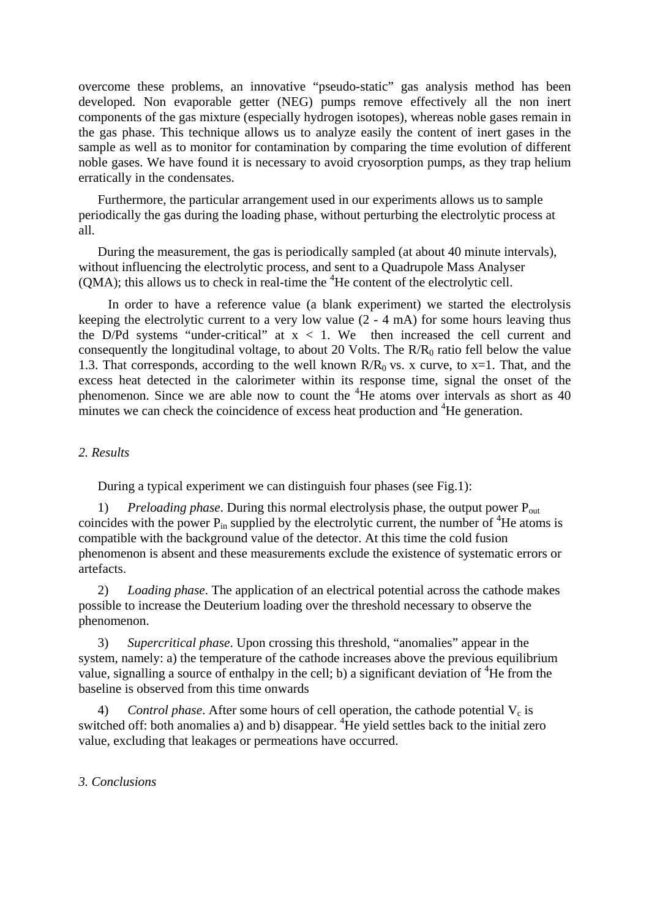overcome these problems, an innovative "pseudo-static" gas analysis method has been developed. Non evaporable getter (NEG) pumps remove effectively all the non inert components of the gas mixture (especially hydrogen isotopes), whereas noble gases remain in the gas phase. This technique allows us to analyze easily the content of inert gases in the sample as well as to monitor for contamination by comparing the time evolution of different noble gases. We have found it is necessary to avoid cryosorption pumps, as they trap helium erratically in the condensates.

Furthermore, the particular arrangement used in our experiments allows us to sample periodically the gas during the loading phase, without perturbing the electrolytic process at all.

During the measurement, the gas is periodically sampled (at about 40 minute intervals), without influencing the electrolytic process, and sent to a Quadrupole Mass Analyser (QMA); this allows us to check in real-time the $^{4}$He content of the electrolytic cell.

In order to have a reference value (a blank experiment) we started the electrolysis keeping the electrolytic current to a very low value (2 - 4 mA) for some hours leaving thus the D/Pd systems "under-critical" at $x < 1$. We then increased the cell current and consequently the longitudinal voltage, to about 20 Volts. The $R/R_0$ ratio fell below the value 1.3. That corresponds, according to the well known $R/R_0$ vs. x curve, to x=1. That, and the excess heat detected in the calorimeter within its response time, signal the onset of the phenomenon. Since we are able now to count the $^{4}$He atoms over intervals as short as 40 minutes we can check the coincidence of excess heat production and $^{4}$He generation.

## *2. Results*

During a typical experiment we can distinguish four phases (see Fig.1):

1) *Preloading phase*. During this normal electrolysis phase, the output power $P_{out}$ coincides with the power $P_{in}$ supplied by the electrolytic current, the number of $^{4}$He atoms is compatible with the background value of the detector. At this time the cold fusion phenomenon is absent and these measurements exclude the existence of systematic errors or artefacts.

2) *Loading phase*. The application of an electrical potential across the cathode makes possible to increase the Deuterium loading over the threshold necessary to observe the phenomenon.

3) *Supercritical phase*. Upon crossing this threshold, "anomalies" appear in the system, namely: a) the temperature of the cathode increases above the previous equilibrium value, signalling a source of enthalpy in the cell; b) a significant deviation of $^{4}$He from the baseline is observed from this time onwards

4) *Control phase*. After some hours of cell operation, the cathode potential $V_c$ is switched off: both anomalies a) and b) disappear. $^{4}$He yield settles back to the initial zero value, excluding that leakages or permeations have occurred.

## *3. Conclusions*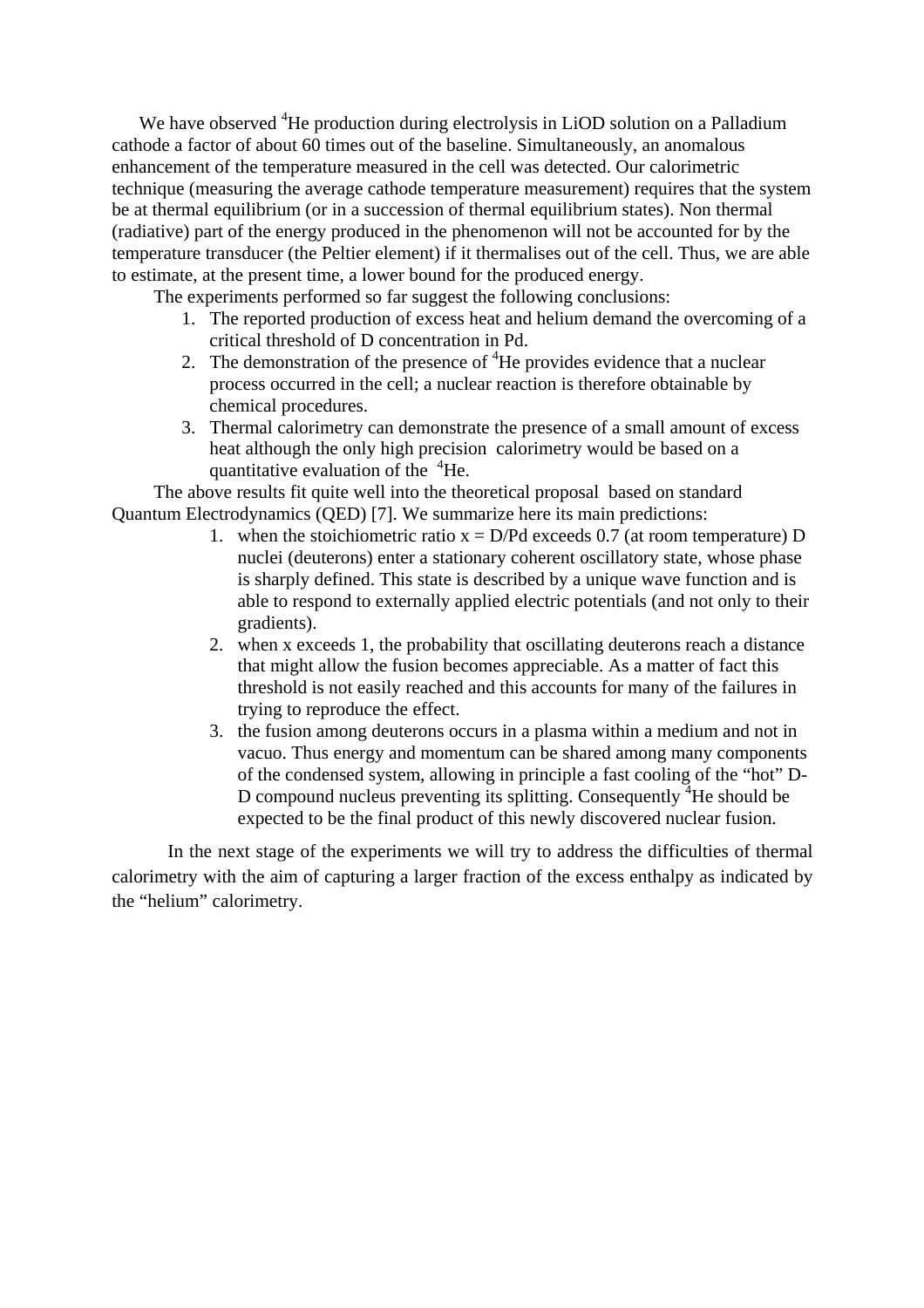We have observed $^4He$ production during electrolysis in LiOD solution on a Palladium cathode a factor of about 60 times out of the baseline. Simultaneously, an anomalous enhancement of the temperature measured in the cell was detected. Our calorimetric technique (measuring the average cathode temperature measurement) requires that the system be at thermal equilibrium (or in a succession of thermal equilibrium states). Non thermal (radiative) part of the energy produced in the phenomenon will not be accounted for by the temperature transducer (the Peltier element) if it thermalises out of the cell. Thus, we are able to estimate, at the present time, a lower bound for the produced energy.

The experiments performed so far suggest the following conclusions:

1. The reported production of excess heat and helium demand the overcoming of a critical threshold of D concentration in Pd.
2. The demonstration of the presence of $^4He$ provides evidence that a nuclear process occurred in the cell; a nuclear reaction is therefore obtainable by chemical procedures.
3. Thermal calorimetry can demonstrate the presence of a small amount of excess heat although the only high precision calorimetry would be based on a quantitative evaluation of the $^4He$.

The above results fit quite well into the theoretical proposal based on standard Quantum Electrodynamics (QED) [7]. We summarize here its main predictions:

1. when the stoichiometric ratio $x = D/Pd$ exceeds 0.7 (at room temperature) D nuclei (deuterons) enter a stationary coherent oscillatory state, whose phase is sharply defined. This state is described by a unique wave function and is able to respond to externally applied electric potentials (and not only to their gradients).
2. when x exceeds 1, the probability that oscillating deuterons reach a distance that might allow the fusion becomes appreciable. As a matter of fact this threshold is not easily reached and this accounts for many of the failures in trying to reproduce the effect.
3. the fusion among deuterons occurs in a plasma within a medium and not in vacuo. Thus energy and momentum can be shared among many components of the condensed system, allowing in principle a fast cooling of the "hot" D-D compound nucleus preventing its splitting. Consequently $^4He$ should be expected to be the final product of this newly discovered nuclear fusion.

In the next stage of the experiments we will try to address the difficulties of thermal calorimetry with the aim of capturing a larger fraction of the excess enthalpy as indicated by the "helium" calorimetry.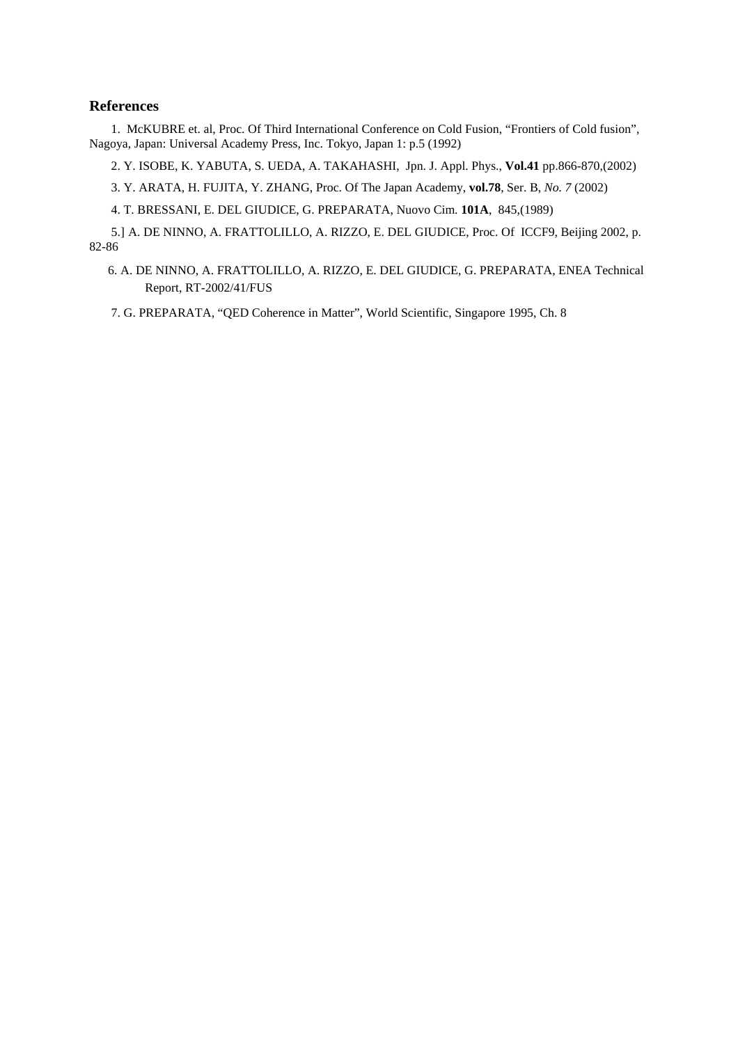## References

1. McKUBRE et. al, Proc. Of Third International Conference on Cold Fusion, “Frontiers of Cold fusion”, Nagoya, Japan: Universal Academy Press, Inc. Tokyo, Japan 1: p.5 (1992)

2. Y. ISOBE, K. YABUTA, S. UEDA, A. TAKAHASHI, Jpn. J. Appl. Phys., **Vol.41** pp.866-870,(2002)

3. Y. ARATA, H. FUJITA, Y. ZHANG, Proc. Of The Japan Academy, **vol.78**, Ser. B, *No. 7* (2002)

4. T. BRESSANI, E. DEL GIUDICE, G. PREPARATA, Nuovo Cim. **101A**, 845,(1989)

5.] A. DE NINNO, A. FRATTOLILLO, A. RIZZO, E. DEL GIUDICE, Proc. Of ICCF9, Beijing 2002, p. 82-86

6. A. DE NINNO, A. FRATTOLILLO, A. RIZZO, E. DEL GIUDICE, G. PREPARATA, ENEA Technical Report, RT-2002/41/FUS

7. G. PREPARATA, “QED Coherence in Matter”, World Scientific, Singapore 1995, Ch. 8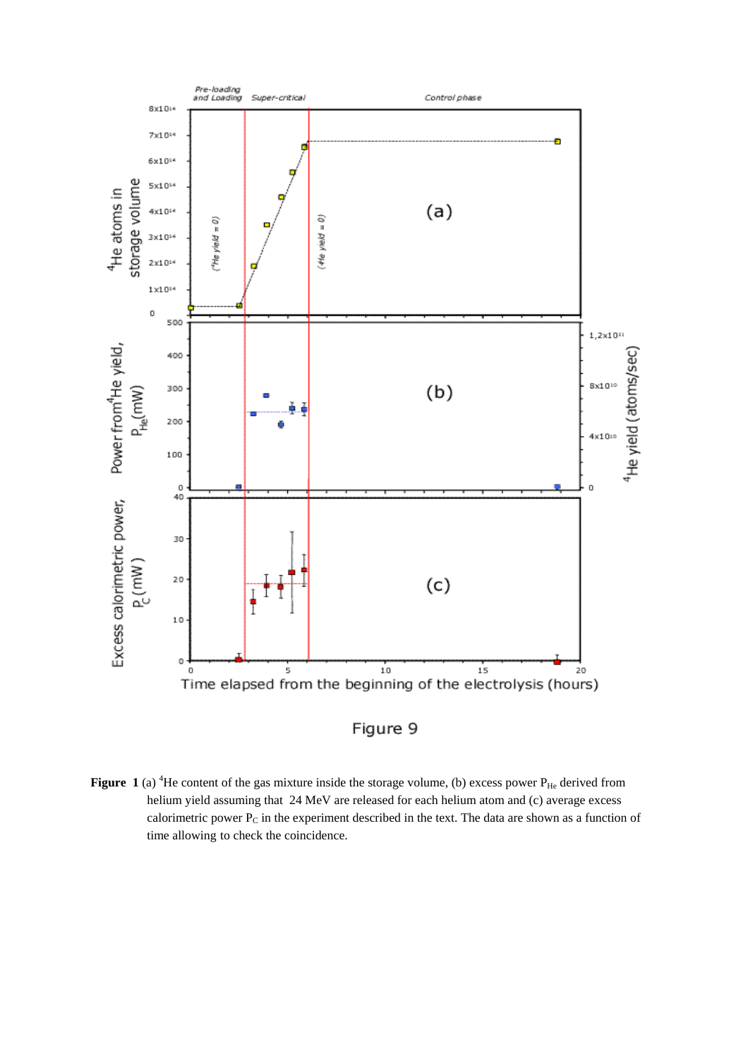Pre-loading and Loading

Super-critical

Control phase

$^4$He atoms in storage volume

8x10$^{14}$

7x10$^{14}$

6x10$^{14}$

5x10$^{14}$

4x10$^{14}$

3x10$^{14}$

2x10$^{14}$

1x10$^{14}$

0

($^4$He yield = 0)

(4He yield = 0)

(a)

Power from $^4$He yield, $P_{He}$(mW)

500

400

300

200

100

0

(b)

$^4$He yield (atoms/sec)

1,2x10$^{11}$

8x10$^{10}$

4x10$^{10}$

0

Excess calorimetric power, $P_C$(mW)

40

30

20

10

0

(c)

0 5 10 15 20

Time elapsed from the beginning of the electrolysis (hours)

Figure 9

**Figure 1** (a) $^4$He content of the gas mixture inside the storage volume, (b) excess power $P_{He}$ derived from helium yield assuming that 24 MeV are released for each helium atom and (c) average excess calorimetric power $P_C$ in the experiment described in the text. The data are shown as a function of time allowing to check the coincidence.